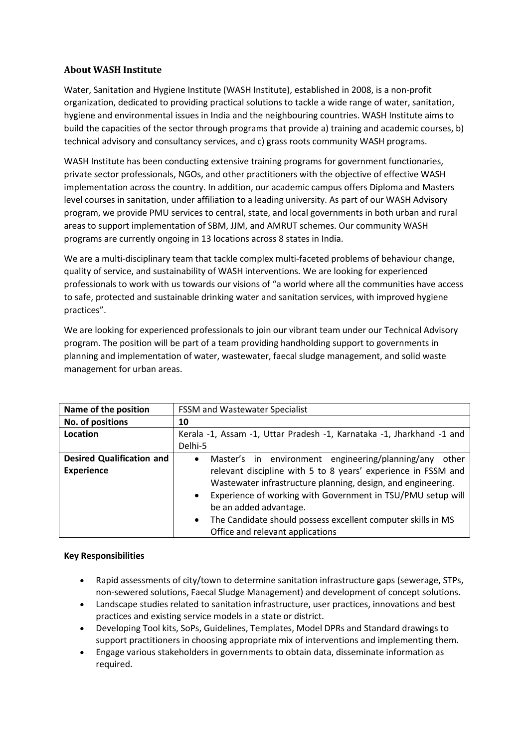## About WASH Institute

Water, Sanitation and Hygiene Institute (WASH Institute), established in 2008, is a non-profit organization, dedicated to providing practical solutions to tackle a wide range of water, sanitation, hygiene and environmental issues in India and the neighbouring countries. WASH Institute aims to build the capacities of the sector through programs that provide a) training and academic courses, b) technical advisory and consultancy services, and c) grass roots community WASH programs.

WASH Institute has been conducting extensive training programs for government functionaries, private sector professionals, NGOs, and other practitioners with the objective of effective WASH implementation across the country. In addition, our academic campus offers Diploma and Masters level courses in sanitation, under affiliation to a leading university. As part of our WASH Advisory program, we provide PMU services to central, state, and local governments in both urban and rural areas to support implementation of SBM, JJM, and AMRUT schemes. Our community WASH programs are currently ongoing in 13 locations across 8 states in India.

We are a multi-disciplinary team that tackle complex multi-faceted problems of behaviour change, quality of service, and sustainability of WASH interventions. We are looking for experienced professionals to work with us towards our visions of "a world where all the communities have access to safe, protected and sustainable drinking water and sanitation services, with improved hygiene practices".

We are looking for experienced professionals to join our vibrant team under our Technical Advisory program. The position will be part of a team providing handholding support to governments in planning and implementation of water, wastewater, faecal sludge management, and solid waste management for urban areas.

| **Name of the position** | FSSM and Wastewater Specialist |
|---|---|
| **No. of positions** | **10** |
| **Location** | Kerala -1, Assam -1, Uttar Pradesh -1, Karnataka -1, Jharkhand -1 and Delhi-5 |
| **Desired Qualification and Experience** | • Master's in environment engineering/planning/any other relevant discipline with 5 to 8 years' experience in FSSM and Wastewater infrastructure planning, design, and engineering.<br>• Experience of working with Government in TSU/PMU setup will be an added advantage.<br>• The Candidate should possess excellent computer skills in MS Office and relevant applications |

**Key Responsibilities**

- Rapid assessments of city/town to determine sanitation infrastructure gaps (sewerage, STPs, non-sewered solutions, Faecal Sludge Management) and development of concept solutions.
- Landscape studies related to sanitation infrastructure, user practices, innovations and best practices and existing service models in a state or district.
- Developing Tool kits, SoPs, Guidelines, Templates, Model DPRs and Standard drawings to support practitioners in choosing appropriate mix of interventions and implementing them.
- Engage various stakeholders in governments to obtain data, disseminate information as required.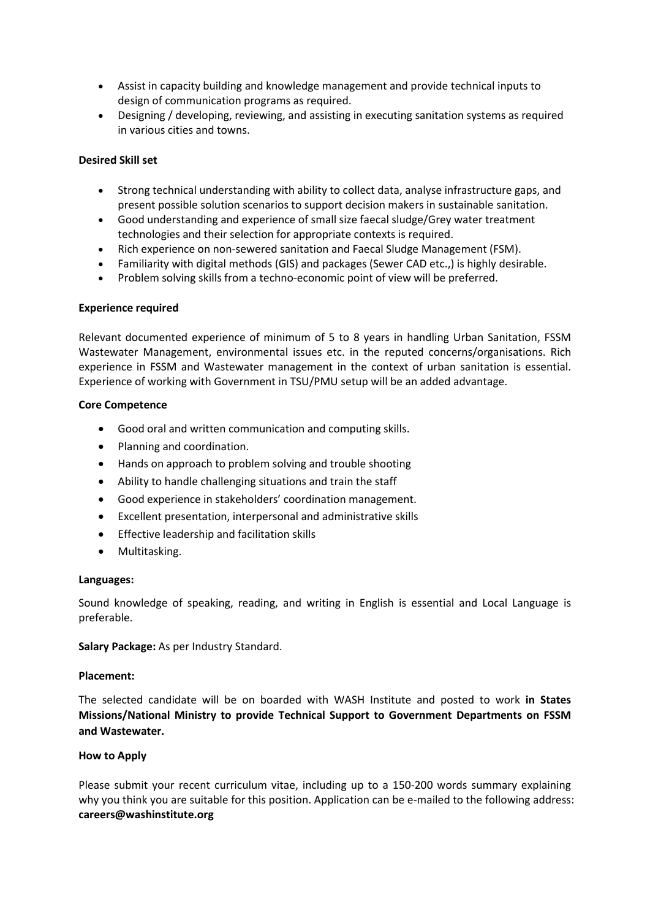- Assist in capacity building and knowledge management and provide technical inputs to design of communication programs as required.
- Designing / developing, reviewing, and assisting in executing sanitation systems as required in various cities and towns.

**Desired Skill set**

- Strong technical understanding with ability to collect data, analyse infrastructure gaps, and present possible solution scenarios to support decision makers in sustainable sanitation.
- Good understanding and experience of small size faecal sludge/Grey water treatment technologies and their selection for appropriate contexts is required.
- Rich experience on non-sewered sanitation and Faecal Sludge Management (FSM).
- Familiarity with digital methods (GIS) and packages (Sewer CAD etc.,) is highly desirable.
- Problem solving skills from a techno-economic point of view will be preferred.

**Experience required**

Relevant documented experience of minimum of 5 to 8 years in handling Urban Sanitation, FSSM Wastewater Management, environmental issues etc. in the reputed concerns/organisations. Rich experience in FSSM and Wastewater management in the context of urban sanitation is essential. Experience of working with Government in TSU/PMU setup will be an added advantage.

**Core Competence**

- Good oral and written communication and computing skills.
- Planning and coordination.
- Hands on approach to problem solving and trouble shooting
- Ability to handle challenging situations and train the staff
- Good experience in stakeholders' coordination management.
- Excellent presentation, interpersonal and administrative skills
- Effective leadership and facilitation skills
- Multitasking.

**Languages:**

Sound knowledge of speaking, reading, and writing in English is essential and Local Language is preferable.

**Salary Package:** As per Industry Standard.

**Placement:**

The selected candidate will be on boarded with WASH Institute and posted to work **in States Missions/National Ministry to provide Technical Support to Government Departments on FSSM and Wastewater.**

**How to Apply**

Please submit your recent curriculum vitae, including up to a 150-200 words summary explaining why you think you are suitable for this position. Application can be e-mailed to the following address: **careers@washinstitute.org**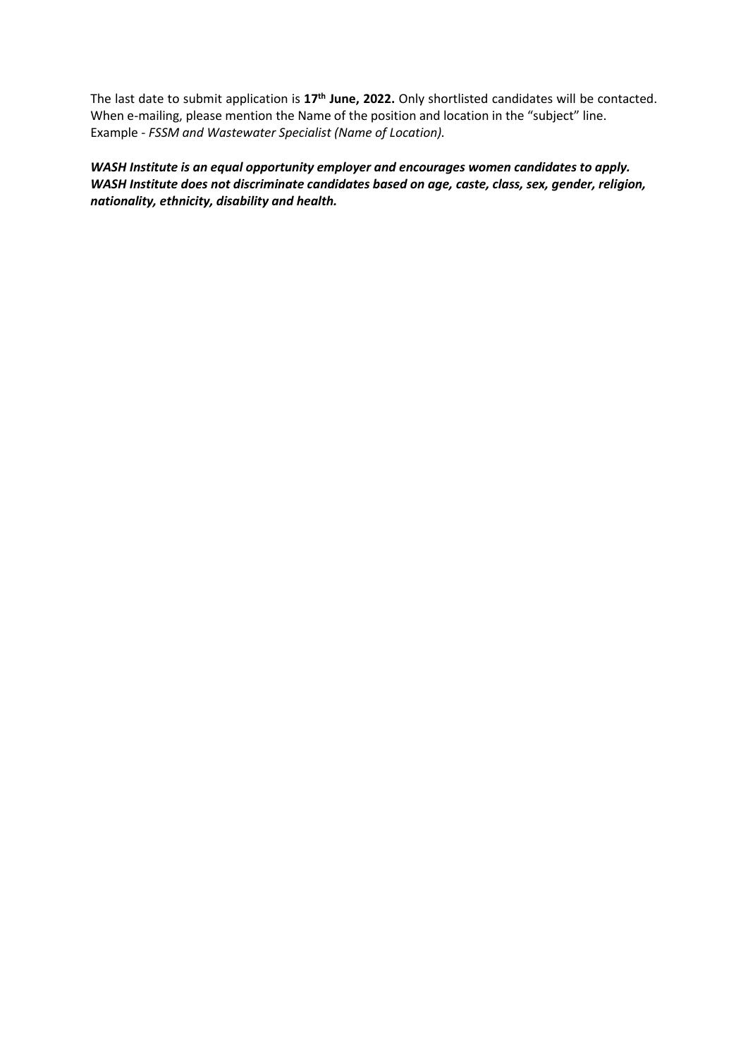The last date to submit application is **17th June, 2022.** Only shortlisted candidates will be contacted. When e-mailing, please mention the Name of the position and location in the "subject" line. Example - *FSSM and Wastewater Specialist (Name of Location).*

***WASH Institute is an equal opportunity employer and encourages women candidates to apply. WASH Institute does not discriminate candidates based on age, caste, class, sex, gender, religion, nationality, ethnicity, disability and health.***